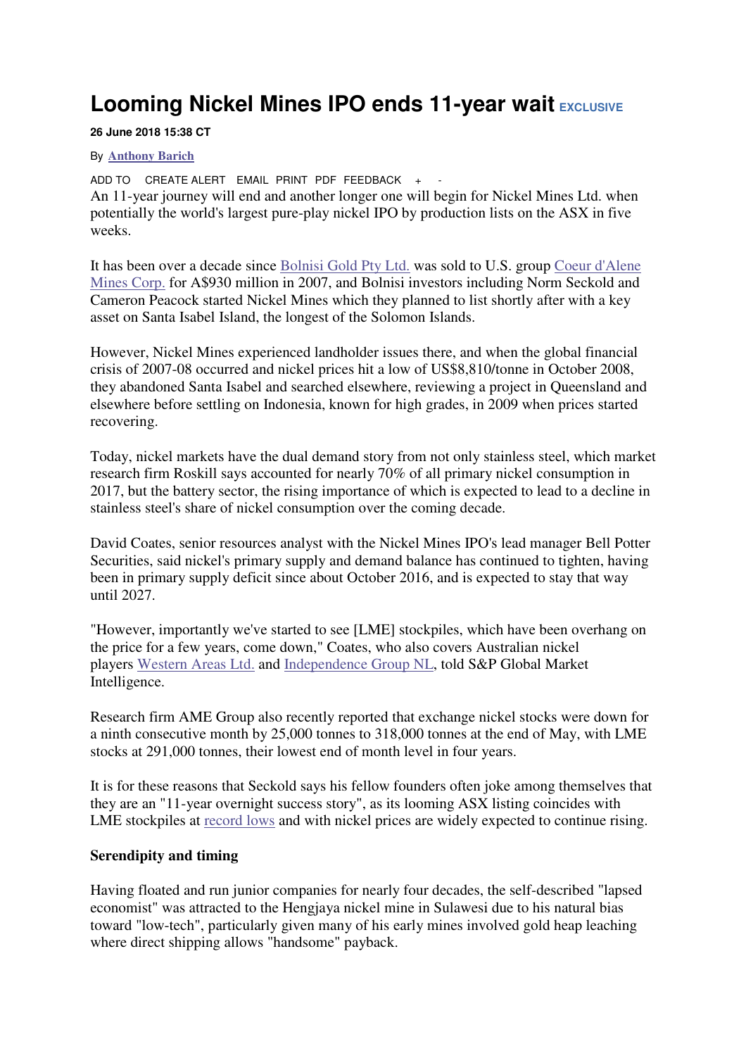# Looming Nickel Mines IPO ends 11-year wait EXCLUSIVE

**26 June 2018 15:38 CT**

By **Anthony Barich**

ADD TO CREATE ALERT EMAIL PRINT PDF FEEDBACK + -

An 11-year journey will end and another longer one will begin for Nickel Mines Ltd. when potentially the world's largest pure-play nickel IPO by production lists on the ASX in five weeks.

It has been over a decade since Bolnisi Gold Pty Ltd. was sold to U.S. group Coeur d'Alene Mines Corp. for A$930 million in 2007, and Bolnisi investors including Norm Seckold and Cameron Peacock started Nickel Mines which they planned to list shortly after with a key asset on Santa Isabel Island, the longest of the Solomon Islands.

However, Nickel Mines experienced landholder issues there, and when the global financial crisis of 2007-08 occurred and nickel prices hit a low of US$8,810/tonne in October 2008, they abandoned Santa Isabel and searched elsewhere, reviewing a project in Queensland and elsewhere before settling on Indonesia, known for high grades, in 2009 when prices started recovering.

Today, nickel markets have the dual demand story from not only stainless steel, which market research firm Roskill says accounted for nearly 70% of all primary nickel consumption in 2017, but the battery sector, the rising importance of which is expected to lead to a decline in stainless steel's share of nickel consumption over the coming decade.

David Coates, senior resources analyst with the Nickel Mines IPO's lead manager Bell Potter Securities, said nickel's primary supply and demand balance has continued to tighten, having been in primary supply deficit since about October 2016, and is expected to stay that way until 2027.

"However, importantly we've started to see [LME] stockpiles, which have been overhang on the price for a few years, come down," Coates, who also covers Australian nickel players Western Areas Ltd. and Independence Group NL, told S&P Global Market Intelligence.

Research firm AME Group also recently reported that exchange nickel stocks were down for a ninth consecutive month by 25,000 tonnes to 318,000 tonnes at the end of May, with LME stocks at 291,000 tonnes, their lowest end of month level in four years.

It is for these reasons that Seckold says his fellow founders often joke among themselves that they are an "11-year overnight success story", as its looming ASX listing coincides with LME stockpiles at record lows and with nickel prices are widely expected to continue rising.

## Serendipity and timing

Having floated and run junior companies for nearly four decades, the self-described "lapsed economist" was attracted to the Hengjaya nickel mine in Sulawesi due to his natural bias toward "low-tech", particularly given many of his early mines involved gold heap leaching where direct shipping allows "handsome" payback.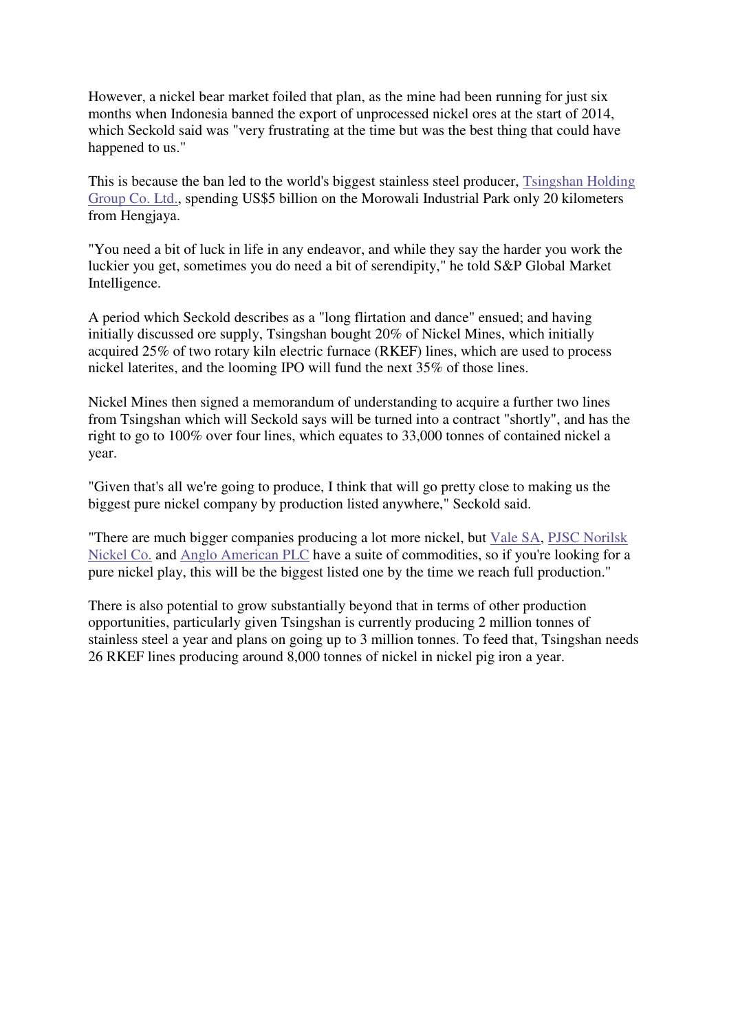However, a nickel bear market foiled that plan, as the mine had been running for just six months when Indonesia banned the export of unprocessed nickel ores at the start of 2014, which Seckold said was "very frustrating at the time but was the best thing that could have happened to us."

This is because the ban led to the world's biggest stainless steel producer, Tsingshan Holding Group Co. Ltd., spending US$5 billion on the Morowali Industrial Park only 20 kilometers from Hengjaya.

"You need a bit of luck in life in any endeavor, and while they say the harder you work the luckier you get, sometimes you do need a bit of serendipity," he told S&P Global Market Intelligence.

A period which Seckold describes as a "long flirtation and dance" ensued; and having initially discussed ore supply, Tsingshan bought 20% of Nickel Mines, which initially acquired 25% of two rotary kiln electric furnace (RKEF) lines, which are used to process nickel laterites, and the looming IPO will fund the next 35% of those lines.

Nickel Mines then signed a memorandum of understanding to acquire a further two lines from Tsingshan which will Seckold says will be turned into a contract "shortly", and has the right to go to 100% over four lines, which equates to 33,000 tonnes of contained nickel a year.

"Given that's all we're going to produce, I think that will go pretty close to making us the biggest pure nickel company by production listed anywhere," Seckold said.

"There are much bigger companies producing a lot more nickel, but Vale SA, PJSC Norilsk Nickel Co. and Anglo American PLC have a suite of commodities, so if you're looking for a pure nickel play, this will be the biggest listed one by the time we reach full production."

There is also potential to grow substantially beyond that in terms of other production opportunities, particularly given Tsingshan is currently producing 2 million tonnes of stainless steel a year and plans on going up to 3 million tonnes. To feed that, Tsingshan needs 26 RKEF lines producing around 8,000 tonnes of nickel in nickel pig iron a year.